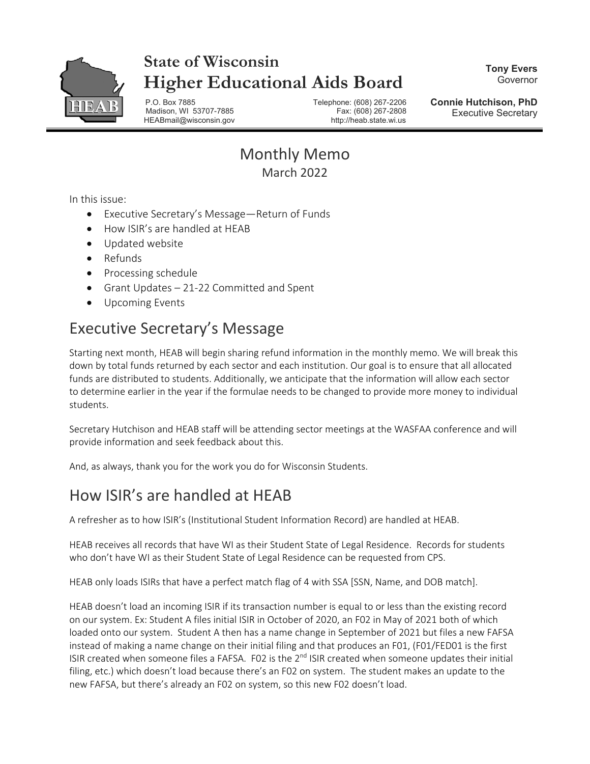# State of Wisconsin
# Higher Educational Aids Board

P.O. Box 7885
Madison, WI 53707-7885
HEABmail@wisconsin.gov

Telephone: (608) 267-2206
Fax: (608) 267-2808
http://heab.state.wi.us

**Tony Evers**
Governor

**Connie Hutchison, PhD**
Executive Secretary

## Monthly Memo
March 2022

In this issue:

- Executive Secretary's Message—Return of Funds
- How ISIR's are handled at HEAB
- Updated website
- Refunds
- Processing schedule
- Grant Updates – 21-22 Committed and Spent
- Upcoming Events

## Executive Secretary's Message

Starting next month, HEAB will begin sharing refund information in the monthly memo. We will break this down by total funds returned by each sector and each institution. Our goal is to ensure that all allocated funds are distributed to students. Additionally, we anticipate that the information will allow each sector to determine earlier in the year if the formulae needs to be changed to provide more money to individual students.

Secretary Hutchison and HEAB staff will be attending sector meetings at the WASFAA conference and will provide information and seek feedback about this.

And, as always, thank you for the work you do for Wisconsin Students.

## How ISIR's are handled at HEAB

A refresher as to how ISIR's (Institutional Student Information Record) are handled at HEAB.

HEAB receives all records that have WI as their Student State of Legal Residence. Records for students who don't have WI as their Student State of Legal Residence can be requested from CPS.

HEAB only loads ISIRs that have a perfect match flag of 4 with SSA [SSN, Name, and DOB match].

HEAB doesn't load an incoming ISIR if its transaction number is equal to or less than the existing record on our system. Ex: Student A files initial ISIR in October of 2020, an F02 in May of 2021 both of which loaded onto our system. Student A then has a name change in September of 2021 but files a new FAFSA instead of making a name change on their initial filing and that produces an F01, (F01/FED01 is the first ISIR created when someone files a FAFSA. F02 is the 2nd ISIR created when someone updates their initial filing, etc.) which doesn't load because there's an F02 on system. The student makes an update to the new FAFSA, but there's already an F02 on system, so this new F02 doesn't load.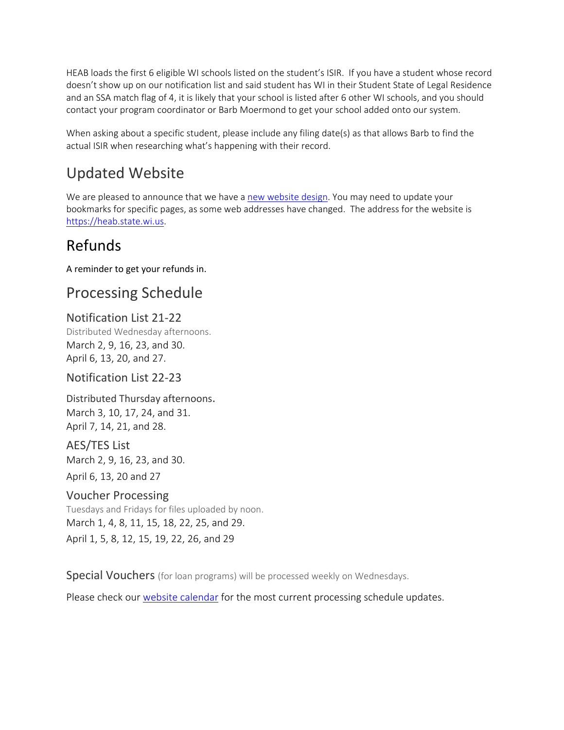HEAB loads the first 6 eligible WI schools listed on the student's ISIR. If you have a student whose record doesn't show up on our notification list and said student has WI in their Student State of Legal Residence and an SSA match flag of 4, it is likely that your school is listed after 6 other WI schools, and you should contact your program coordinator or Barb Moermond to get your school added onto our system.

When asking about a specific student, please include any filing date(s) as that allows Barb to find the actual ISIR when researching what's happening with their record.

## Updated Website

We are pleased to announce that we have a [new website design](https://heab.state.wi.us). You may need to update your bookmarks for specific pages, as some web addresses have changed. The address for the website is [https://heab.state.wi.us](https://heab.state.wi.us).

## Refunds

A reminder to get your refunds in.

## Processing Schedule

### Notification List 21-22

Distributed Wednesday afternoons.
March 2, 9, 16, 23, and 30.
April 6, 13, 20, and 27.

### Notification List 22-23

Distributed Thursday afternoons.
March 3, 10, 17, 24, and 31.
April 7, 14, 21, and 28.

### AES/TES List

March 2, 9, 16, 23, and 30.

April 6, 13, 20 and 27

### Voucher Processing

Tuesdays and Fridays for files uploaded by noon.
March 1, 4, 8, 11, 15, 18, 22, 25, and 29.

April 1, 5, 8, 12, 15, 19, 22, 26, and 29

Special Vouchers (for loan programs) will be processed weekly on Wednesdays.

Please check our website calendar for the most current processing schedule updates.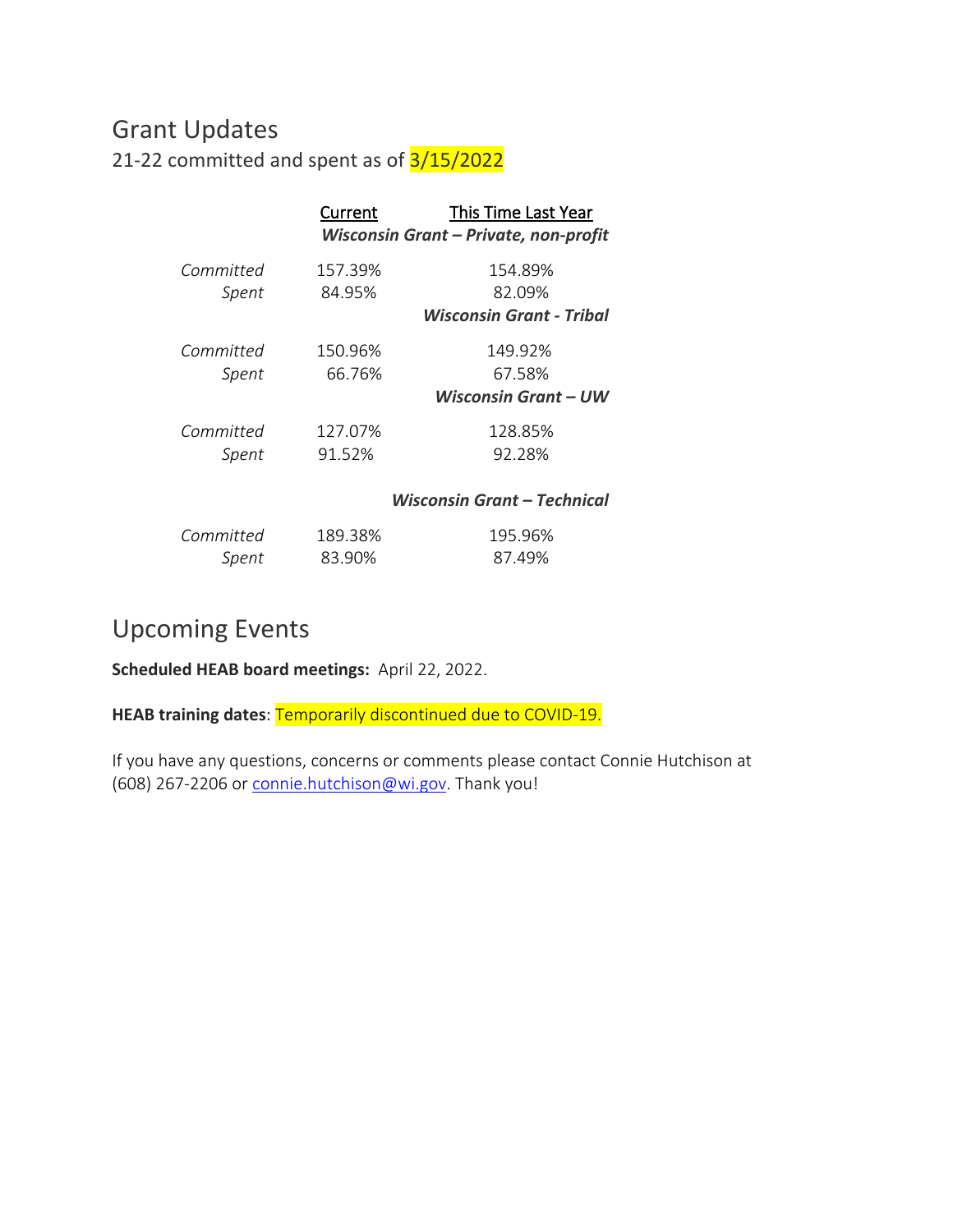## Grant Updates

21-22 committed and spent as of 3/15/2022

| | Current | This Time Last Year |
|---|---|---|
| | ***Wisconsin Grant – Private, non-profit*** | |
| *Committed* | 157.39% | 154.89% |
| *Spent* | 84.95% | 82.09% |
| | ***Wisconsin Grant - Tribal*** | |
| *Committed* | 150.96% | 149.92% |
| *Spent* | 66.76% | 67.58% |
| | ***Wisconsin Grant – UW*** | |
| *Committed* | 127.07% | 128.85% |
| *Spent* | 91.52% | 92.28% |
| | ***Wisconsin Grant – Technical*** | |
| *Committed* | 189.38% | 195.96% |
| *Spent* | 83.90% | 87.49% |

## Upcoming Events

**Scheduled HEAB board meetings:** April 22, 2022.

**HEAB training dates**: Temporarily discontinued due to COVID-19.

If you have any questions, concerns or comments please contact Connie Hutchison at (608) 267-2206 or connie.hutchison@wi.gov. Thank you!